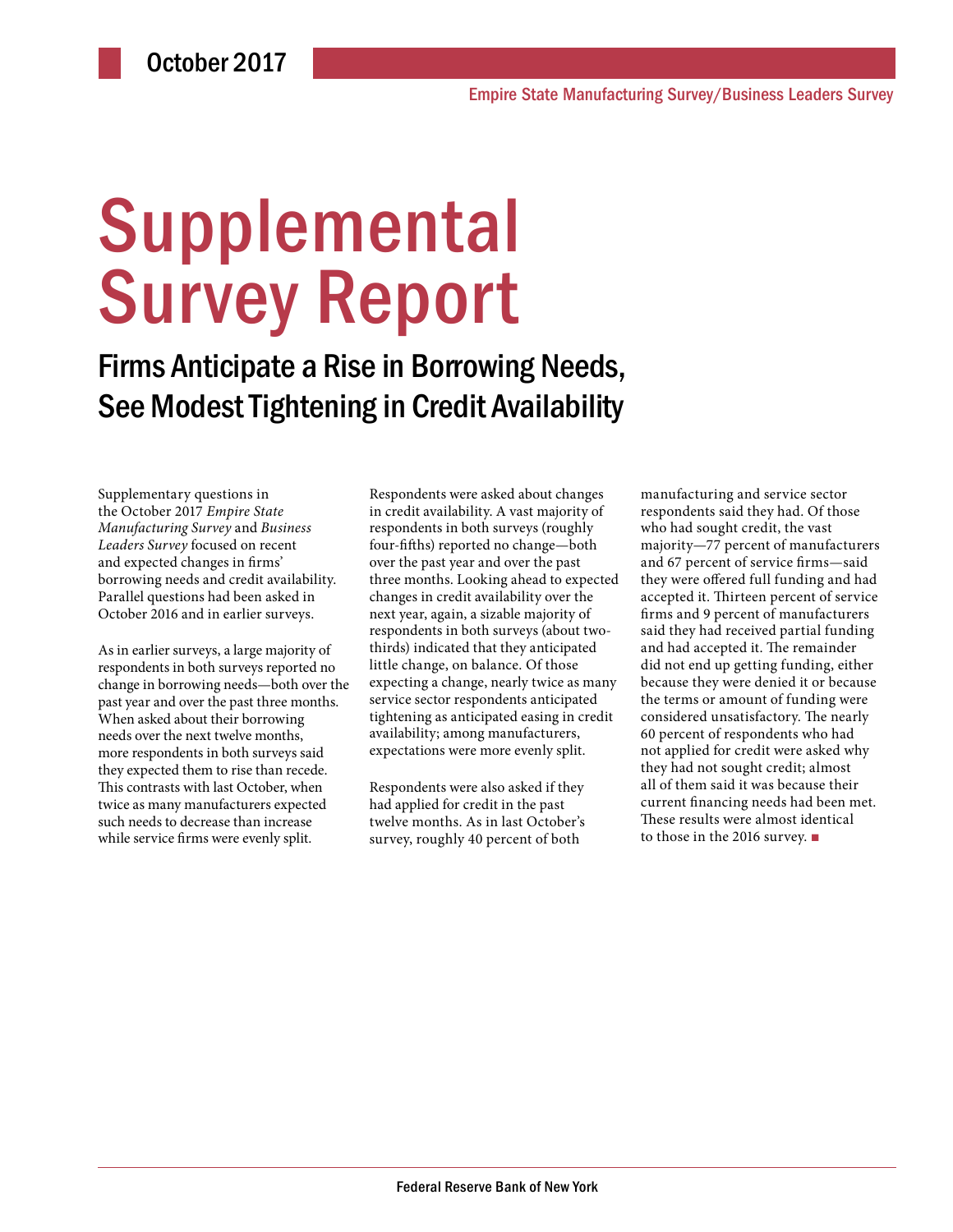October 2017

Empire State Manufacturing Survey/Business Leaders Survey

# Supplemental Survey Report

## Firms Anticipate a Rise in Borrowing Needs, See Modest Tightening in Credit Availability

Supplementary questions in the October 2017 *Empire State Manufacturing Survey* and *Business Leaders Survey* focused on recent and expected changes in firms' borrowing needs and credit availability. Parallel questions had been asked in October 2016 and in earlier surveys.

As in earlier surveys, a large majority of respondents in both surveys reported no change in borrowing needs—both over the past year and over the past three months. When asked about their borrowing needs over the next twelve months, more respondents in both surveys said they expected them to rise than recede. This contrasts with last October, when twice as many manufacturers expected such needs to decrease than increase while service firms were evenly split.

Respondents were asked about changes in credit availability. A vast majority of respondents in both surveys (roughly four-fifths) reported no change—both over the past year and over the past three months. Looking ahead to expected changes in credit availability over the next year, again, a sizable majority of respondents in both surveys (about two-thirds) indicated that they anticipated little change, on balance. Of those expecting a change, nearly twice as many service sector respondents anticipated tightening as anticipated easing in credit availability; among manufacturers, expectations were more evenly split.

Respondents were also asked if they had applied for credit in the past twelve months. As in last October's survey, roughly 40 percent of both manufacturing and service sector respondents said they had. Of those who had sought credit, the vast majority—77 percent of manufacturers and 67 percent of service firms—said they were offered full funding and had accepted it. Thirteen percent of service firms and 9 percent of manufacturers said they had received partial funding and had accepted it. The remainder did not end up getting funding, either because they were denied it or because the terms or amount of funding were considered unsatisfactory. The nearly 60 percent of respondents who had not applied for credit were asked why they had not sought credit; almost all of them said it was because their current financing needs had been met. These results were almost identical to those in the 2016 survey. ■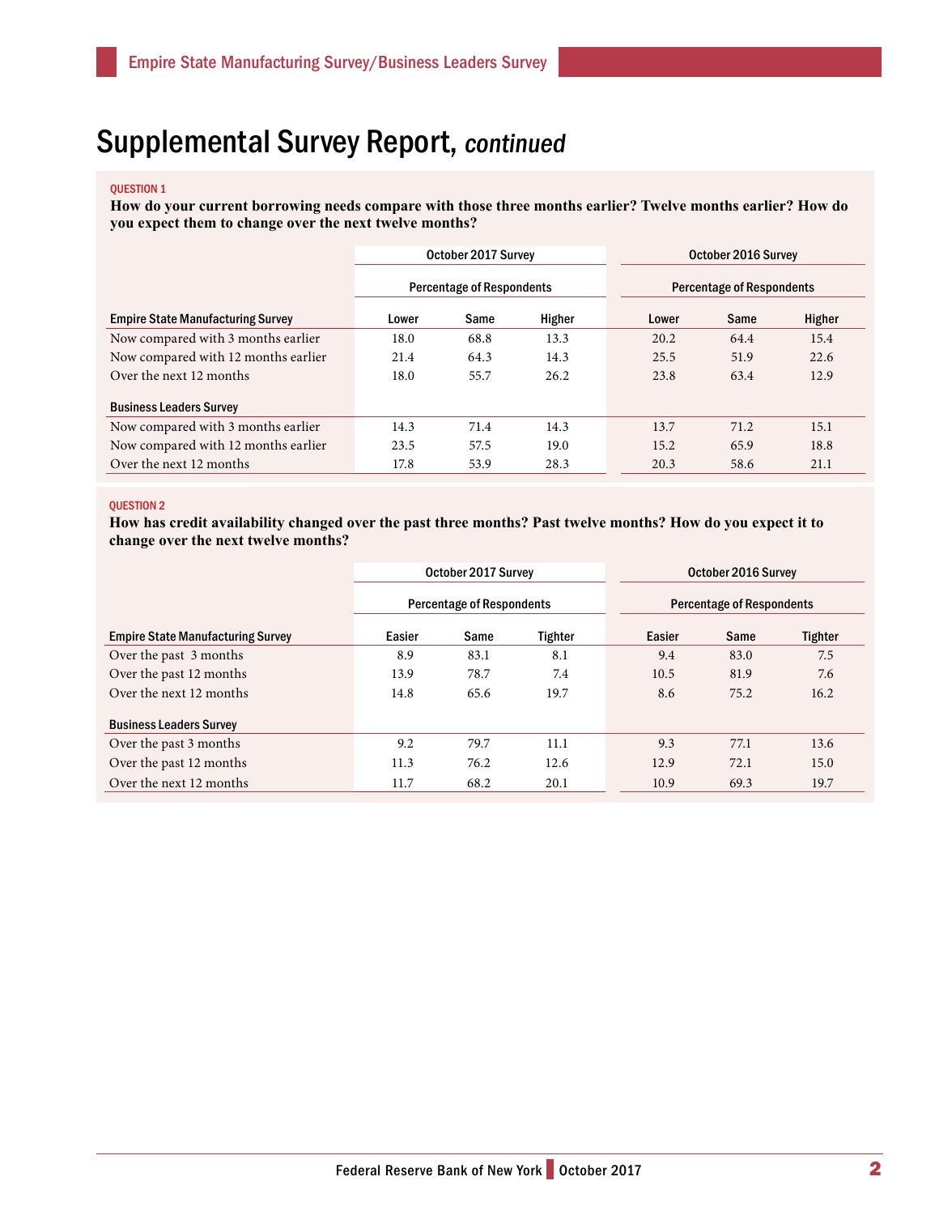# Supplemental Survey Report, *continued*

**QUESTION 1**

**How do your current borrowing needs compare with those three months earlier? Twelve months earlier? How do you expect them to change over the next twelve months?**

| | October 2017 Survey | | | October 2016 Survey | | |
|---|---|---|---|---|---|---|
| | Percentage of Respondents | | | Percentage of Respondents | | |
| **Empire State Manufacturing Survey** | Lower | Same | Higher | Lower | Same | Higher |
| Now compared with 3 months earlier | 18.0 | 68.8 | 13.3 | 20.2 | 64.4 | 15.4 |
| Now compared with 12 months earlier | 21.4 | 64.3 | 14.3 | 25.5 | 51.9 | 22.6 |
| Over the next 12 months | 18.0 | 55.7 | 26.2 | 23.8 | 63.4 | 12.9 |
| **Business Leaders Survey** | | | | | | |
| Now compared with 3 months earlier | 14.3 | 71.4 | 14.3 | 13.7 | 71.2 | 15.1 |
| Now compared with 12 months earlier | 23.5 | 57.5 | 19.0 | 15.2 | 65.9 | 18.8 |
| Over the next 12 months | 17.8 | 53.9 | 28.3 | 20.3 | 58.6 | 21.1 |

**QUESTION 2**

**How has credit availability changed over the past three months? Past twelve months? How do you expect it to change over the next twelve months?**

| | October 2017 Survey | | | October 2016 Survey | | |
|---|---|---|---|---|---|---|
| | Percentage of Respondents | | | Percentage of Respondents | | |
| **Empire State Manufacturing Survey** | Easier | Same | Tighter | Easier | Same | Tighter |
| Over the past 3 months | 8.9 | 83.1 | 8.1 | 9.4 | 83.0 | 7.5 |
| Over the past 12 months | 13.9 | 78.7 | 7.4 | 10.5 | 81.9 | 7.6 |
| Over the next 12 months | 14.8 | 65.6 | 19.7 | 8.6 | 75.2 | 16.2 |
| **Business Leaders Survey** | | | | | | |
| Over the past 3 months | 9.2 | 79.7 | 11.1 | 9.3 | 77.1 | 13.6 |
| Over the past 12 months | 11.3 | 76.2 | 12.6 | 12.9 | 72.1 | 15.0 |
| Over the next 12 months | 11.7 | 68.2 | 20.1 | 10.9 | 69.3 | 19.7 |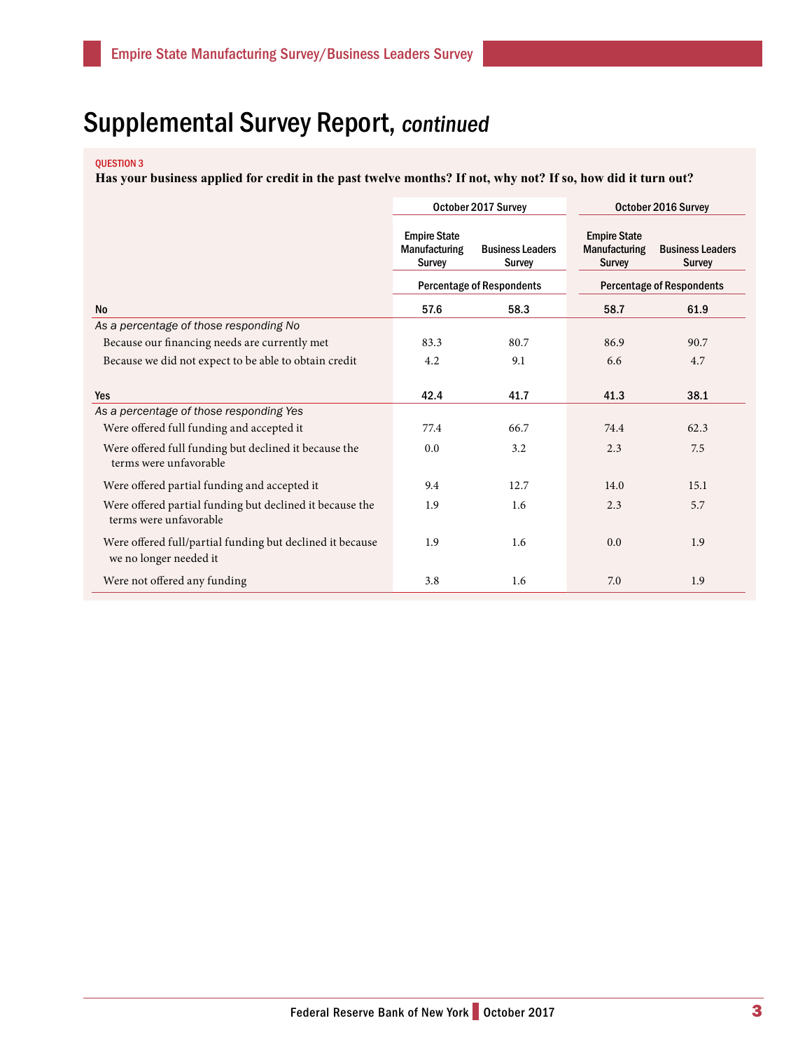# Supplemental Survey Report, *continued*

QUESTION 3

**Has your business applied for credit in the past twelve months? If not, why not? If so, how did it turn out?**

| | October 2017 Survey | | October 2016 Survey | |
|---|---|---|---|---|
| | Empire State Manufacturing Survey | Business Leaders Survey | Empire State Manufacturing Survey | Business Leaders Survey |
| | Percentage of Respondents | | Percentage of Respondents | |
| **No** | **57.6** | **58.3** | **58.7** | **61.9** |
| *As a percentage of those responding No* | | | | |
| Because our financing needs are currently met | 83.3 | 80.7 | 86.9 | 90.7 |
| Because we did not expect to be able to obtain credit | 4.2 | 9.1 | 6.6 | 4.7 |
| **Yes** | **42.4** | **41.7** | **41.3** | **38.1** |
| *As a percentage of those responding Yes* | | | | |
| Were offered full funding and accepted it | 77.4 | 66.7 | 74.4 | 62.3 |
| Were offered full funding but declined it because the terms were unfavorable | 0.0 | 3.2 | 2.3 | 7.5 |
| Were offered partial funding and accepted it | 9.4 | 12.7 | 14.0 | 15.1 |
| Were offered partial funding but declined it because the terms were unfavorable | 1.9 | 1.6 | 2.3 | 5.7 |
| Were offered full/partial funding but declined it because we no longer needed it | 1.9 | 1.6 | 0.0 | 1.9 |
| Were not offered any funding | 3.8 | 1.6 | 7.0 | 1.9 |